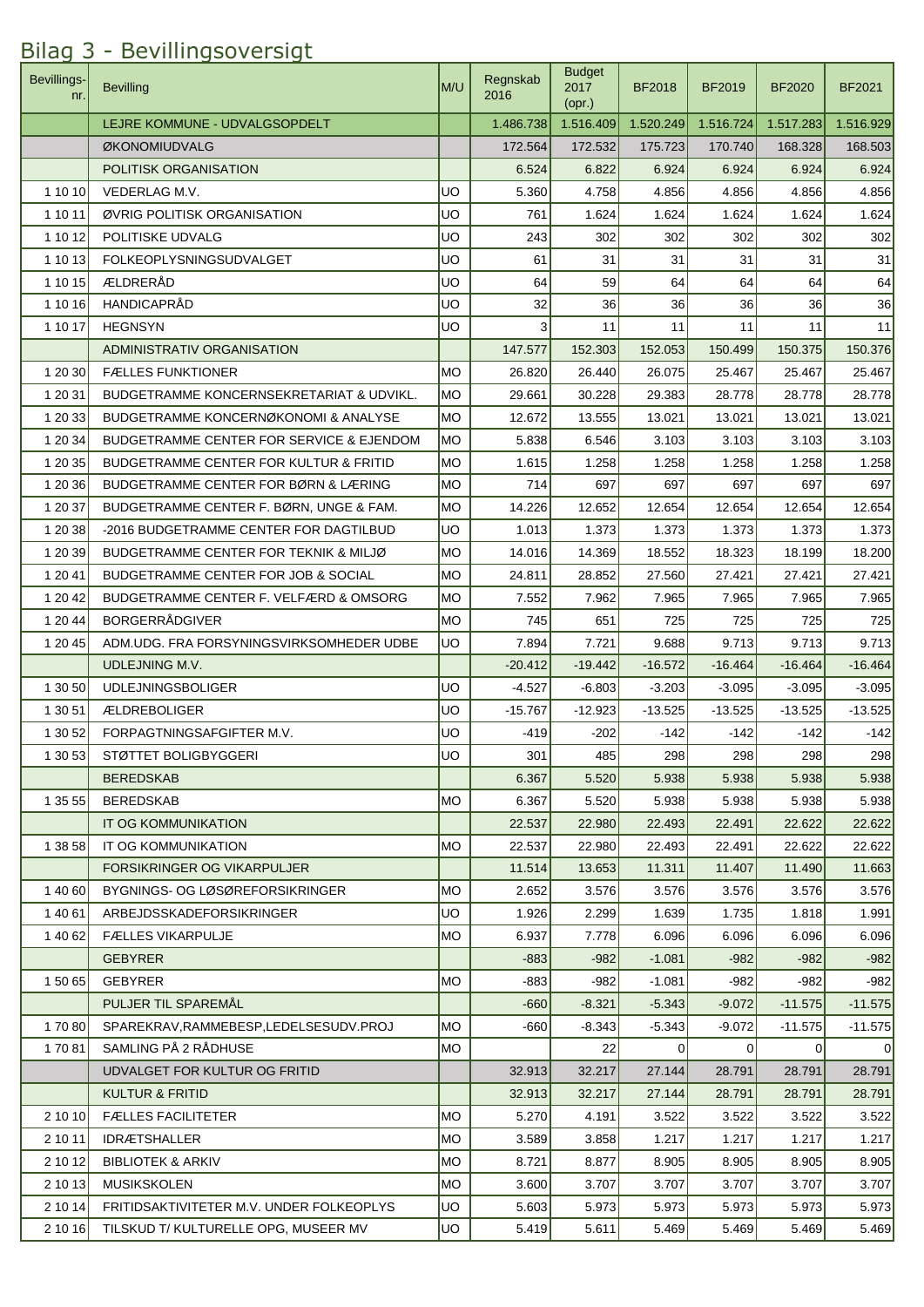# Bilag 3 - Bevillingsoversigt

| Bevillings-nr. | Bevilling | M/U | Regnskab 2016 | Budget 2017 (opr.) | BF2018 | BF2019 | BF2020 | BF2021 |
|---|---|---|---|---|---|---|---|---|
| | LEJRE KOMMUNE - UDVALGSOPDELT | | 1.486.738 | 1.516.409 | 1.520.249 | 1.516.724 | 1.517.283 | 1.516.929 |
| | ØKONOMIUDVALG | | 172.564 | 172.532 | 175.723 | 170.740 | 168.328 | 168.503 |
| | POLITISK ORGANISATION | | 6.524 | 6.822 | 6.924 | 6.924 | 6.924 | 6.924 |
| 1 10 10 | VEDERLAG M.V. | UO | 5.360 | 4.758 | 4.856 | 4.856 | 4.856 | 4.856 |
| 1 10 11 | ØVRIG POLITISK ORGANISATION | UO | 761 | 1.624 | 1.624 | 1.624 | 1.624 | 1.624 |
| 1 10 12 | POLITISKE UDVALG | UO | 243 | 302 | 302 | 302 | 302 | 302 |
| 1 10 13 | FOLKEOPLYSNINGSUDVALGET | UO | 61 | 31 | 31 | 31 | 31 | 31 |
| 1 10 15 | ÆLDRERÅD | UO | 64 | 59 | 64 | 64 | 64 | 64 |
| 1 10 16 | HANDICAPRÅD | UO | 32 | 36 | 36 | 36 | 36 | 36 |
| 1 10 17 | HEGNSYN | UO | 3 | 11 | 11 | 11 | 11 | 11 |
| | ADMINISTRATIV ORGANISATION | | 147.577 | 152.303 | 152.053 | 150.499 | 150.375 | 150.376 |
| 1 20 30 | FÆLLES FUNKTIONER | MO | 26.820 | 26.440 | 26.075 | 25.467 | 25.467 | 25.467 |
| 1 20 31 | BUDGETRAMME KONCERNSEKRETARIAT & UDVIKL. | MO | 29.661 | 30.228 | 29.383 | 28.778 | 28.778 | 28.778 |
| 1 20 33 | BUDGETRAMME KONCERNØKONOMI & ANALYSE | MO | 12.672 | 13.555 | 13.021 | 13.021 | 13.021 | 13.021 |
| 1 20 34 | BUDGETRAMME CENTER FOR SERVICE & EJENDOM | MO | 5.838 | 6.546 | 3.103 | 3.103 | 3.103 | 3.103 |
| 1 20 35 | BUDGETRAMME CENTER FOR KULTUR & FRITID | MO | 1.615 | 1.258 | 1.258 | 1.258 | 1.258 | 1.258 |
| 1 20 36 | BUDGETRAMME CENTER FOR BØRN & LÆRING | MO | 714 | 697 | 697 | 697 | 697 | 697 |
| 1 20 37 | BUDGETRAMME CENTER F. BØRN, UNGE & FAM. | MO | 14.226 | 12.652 | 12.654 | 12.654 | 12.654 | 12.654 |
| 1 20 38 | -2016 BUDGETRAMME CENTER FOR DAGTILBUD | UO | 1.013 | 1.373 | 1.373 | 1.373 | 1.373 | 1.373 |
| 1 20 39 | BUDGETRAMME CENTER FOR TEKNIK & MILJØ | MO | 14.016 | 14.369 | 18.552 | 18.323 | 18.199 | 18.200 |
| 1 20 41 | BUDGETRAMME CENTER FOR JOB & SOCIAL | MO | 24.811 | 28.852 | 27.560 | 27.421 | 27.421 | 27.421 |
| 1 20 42 | BUDGETRAMME CENTER F. VELFÆRD & OMSORG | MO | 7.552 | 7.962 | 7.965 | 7.965 | 7.965 | 7.965 |
| 1 20 44 | BORGERRÅDGIVER | MO | 745 | 651 | 725 | 725 | 725 | 725 |
| 1 20 45 | ADM.UDG. FRA FORSYNINGSVIRKSOMHEDER UDBE | UO | 7.894 | 7.721 | 9.688 | 9.713 | 9.713 | 9.713 |
| | UDLEJNING M.V. | | -20.412 | -19.442 | -16.572 | -16.464 | -16.464 | -16.464 |
| 1 30 50 | UDLEJNINGSBOLIGER | UO | -4.527 | -6.803 | -3.203 | -3.095 | -3.095 | -3.095 |
| 1 30 51 | ÆLDREBOLIGER | UO | -15.767 | -12.923 | -13.525 | -13.525 | -13.525 | -13.525 |
| 1 30 52 | FORPAGTNINGSAFGIFTER M.V. | UO | -419 | -202 | -142 | -142 | -142 | -142 |
| 1 30 53 | STØTTET BOLIGBYGGERI | UO | 301 | 485 | 298 | 298 | 298 | 298 |
| | BEREDSKAB | | 6.367 | 5.520 | 5.938 | 5.938 | 5.938 | 5.938 |
| 1 35 55 | BEREDSKAB | MO | 6.367 | 5.520 | 5.938 | 5.938 | 5.938 | 5.938 |
| | IT OG KOMMUNIKATION | | 22.537 | 22.980 | 22.493 | 22.491 | 22.622 | 22.622 |
| 1 38 58 | IT OG KOMMUNIKATION | MO | 22.537 | 22.980 | 22.493 | 22.491 | 22.622 | 22.622 |
| | FORSIKRINGER OG VIKARPULJER | | 11.514 | 13.653 | 11.311 | 11.407 | 11.490 | 11.663 |
| 1 40 60 | BYGNINGS- OG LØSØREFORSIKRINGER | MO | 2.652 | 3.576 | 3.576 | 3.576 | 3.576 | 3.576 |
| 1 40 61 | ARBEJDSSKADEFORSIKRINGER | UO | 1.926 | 2.299 | 1.639 | 1.735 | 1.818 | 1.991 |
| 1 40 62 | FÆLLES VIKARPULJE | MO | 6.937 | 7.778 | 6.096 | 6.096 | 6.096 | 6.096 |
| | GEBYRER | | -883 | -982 | -1.081 | -982 | -982 | -982 |
| 1 50 65 | GEBYRER | MO | -883 | -982 | -1.081 | -982 | -982 | -982 |
| | PULJER TIL SPAREMÅL | | -660 | -8.321 | -5.343 | -9.072 | -11.575 | -11.575 |
| 1 70 80 | SPAREKRAV,RAMMEBESP,LEDELSESUDV.PROJ | MO | -660 | -8.343 | -5.343 | -9.072 | -11.575 | -11.575 |
| 1 70 81 | SAMLING PÅ 2 RÅDHUSE | MO | | 22 | 0 | 0 | 0 | 0 |
| | UDVALGET FOR KULTUR OG FRITID | | 32.913 | 32.217 | 27.144 | 28.791 | 28.791 | 28.791 |
| | KULTUR & FRITID | | 32.913 | 32.217 | 27.144 | 28.791 | 28.791 | 28.791 |
| 2 10 10 | FÆLLES FACILITETER | MO | 5.270 | 4.191 | 3.522 | 3.522 | 3.522 | 3.522 |
| 2 10 11 | IDRÆTSHALLER | MO | 3.589 | 3.858 | 1.217 | 1.217 | 1.217 | 1.217 |
| 2 10 12 | BIBLIOTEK & ARKIV | MO | 8.721 | 8.877 | 8.905 | 8.905 | 8.905 | 8.905 |
| 2 10 13 | MUSIKSKOLEN | MO | 3.600 | 3.707 | 3.707 | 3.707 | 3.707 | 3.707 |
| 2 10 14 | FRITIDSAKTIVITETER M.V. UNDER FOLKEOPLYS | UO | 5.603 | 5.973 | 5.973 | 5.973 | 5.973 | 5.973 |
| 2 10 16 | TILSKUD T/ KULTURELLE OPG, MUSEER MV | UO | 5.419 | 5.611 | 5.469 | 5.469 | 5.469 | 5.469 |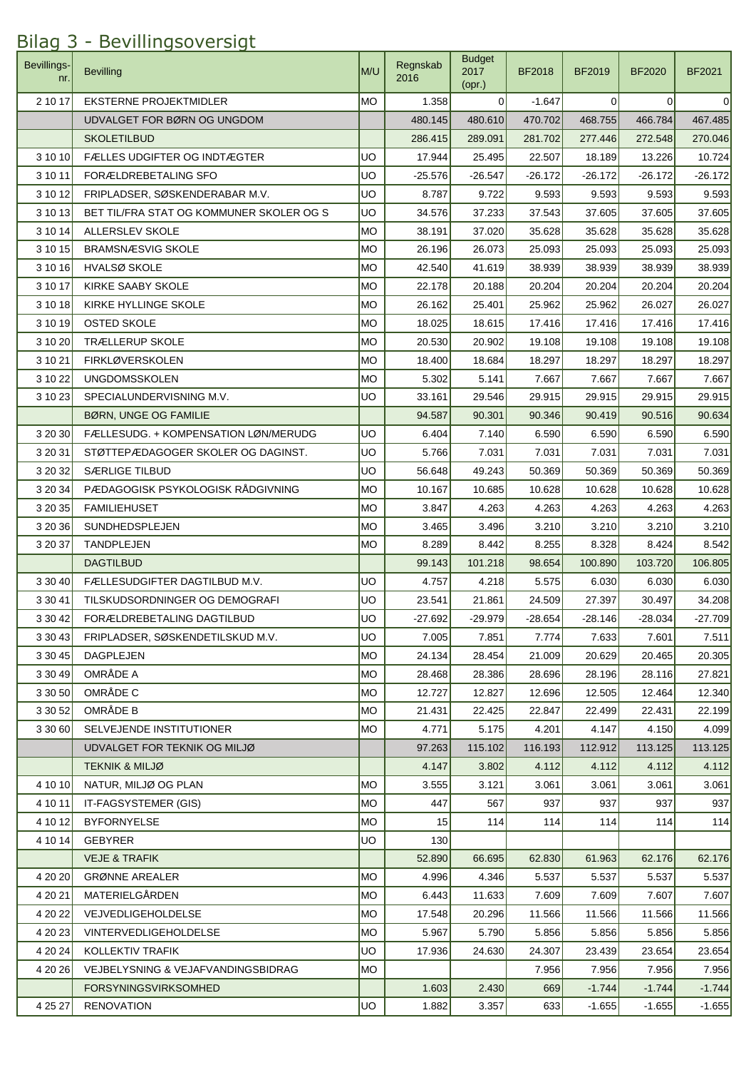# Bilag 3 - Bevillingsoversigt

| Bevillings-nr. | Bevilling | M/U | Regnskab 2016 | Budget 2017 (opr.) | BF2018 | BF2019 | BF2020 | BF2021 |
|---|---|---|---|---|---|---|---|---|
| 2 10 17 | EKSTERNE PROJEKTMIDLER | MO | 1.358 | 0 | -1.647 | 0 | 0 | 0 |
| | UDVALGET FOR BØRN OG UNGDOM | | 480.145 | 480.610 | 470.702 | 468.755 | 466.784 | 467.485 |
| | SKOLETILBUD | | 286.415 | 289.091 | 281.702 | 277.446 | 272.548 | 270.046 |
| 3 10 10 | FÆLLES UDGIFTER OG INDTÆGTER | UO | 17.944 | 25.495 | 22.507 | 18.189 | 13.226 | 10.724 |
| 3 10 11 | FORÆLDREBETALING SFO | UO | -25.576 | -26.547 | -26.172 | -26.172 | -26.172 | -26.172 |
| 3 10 12 | FRIPLADSER, SØSKENDERABAR M.V. | UO | 8.787 | 9.722 | 9.593 | 9.593 | 9.593 | 9.593 |
| 3 10 13 | BET TIL/FRA STAT OG KOMMUNER SKOLER OG S | UO | 34.576 | 37.233 | 37.543 | 37.605 | 37.605 | 37.605 |
| 3 10 14 | ALLERSLEV SKOLE | MO | 38.191 | 37.020 | 35.628 | 35.628 | 35.628 | 35.628 |
| 3 10 15 | BRAMSNÆSVIG SKOLE | MO | 26.196 | 26.073 | 25.093 | 25.093 | 25.093 | 25.093 |
| 3 10 16 | HVALSØ SKOLE | MO | 42.540 | 41.619 | 38.939 | 38.939 | 38.939 | 38.939 |
| 3 10 17 | KIRKE SAABY SKOLE | MO | 22.178 | 20.188 | 20.204 | 20.204 | 20.204 | 20.204 |
| 3 10 18 | KIRKE HYLLINGE SKOLE | MO | 26.162 | 25.401 | 25.962 | 25.962 | 26.027 | 26.027 |
| 3 10 19 | OSTED SKOLE | MO | 18.025 | 18.615 | 17.416 | 17.416 | 17.416 | 17.416 |
| 3 10 20 | TRÆLLERUP SKOLE | MO | 20.530 | 20.902 | 19.108 | 19.108 | 19.108 | 19.108 |
| 3 10 21 | FIRKLØVERSKOLEN | MO | 18.400 | 18.684 | 18.297 | 18.297 | 18.297 | 18.297 |
| 3 10 22 | UNGDOMSSKOLEN | MO | 5.302 | 5.141 | 7.667 | 7.667 | 7.667 | 7.667 |
| 3 10 23 | SPECIALUNDERVISNING M.V. | UO | 33.161 | 29.546 | 29.915 | 29.915 | 29.915 | 29.915 |
| | BØRN, UNGE OG FAMILIE | | 94.587 | 90.301 | 90.346 | 90.419 | 90.516 | 90.634 |
| 3 20 30 | FÆLLESUDG. + KOMPENSATION LØN/MERUDG | UO | 6.404 | 7.140 | 6.590 | 6.590 | 6.590 | 6.590 |
| 3 20 31 | STØTTEPÆDAGOGER SKOLER OG DAGINST. | UO | 5.766 | 7.031 | 7.031 | 7.031 | 7.031 | 7.031 |
| 3 20 32 | SÆRLIGE TILBUD | UO | 56.648 | 49.243 | 50.369 | 50.369 | 50.369 | 50.369 |
| 3 20 34 | PÆDAGOGISK PSYKOLOGISK RÅDGIVNING | MO | 10.167 | 10.685 | 10.628 | 10.628 | 10.628 | 10.628 |
| 3 20 35 | FAMILIEHUSET | MO | 3.847 | 4.263 | 4.263 | 4.263 | 4.263 | 4.263 |
| 3 20 36 | SUNDHEDSPLEJEN | MO | 3.465 | 3.496 | 3.210 | 3.210 | 3.210 | 3.210 |
| 3 20 37 | TANDPLEJEN | MO | 8.289 | 8.442 | 8.255 | 8.328 | 8.424 | 8.542 |
| | DAGTILBUD | | 99.143 | 101.218 | 98.654 | 100.890 | 103.720 | 106.805 |
| 3 30 40 | FÆLLESUDGIFTER DAGTILBUD M.V. | UO | 4.757 | 4.218 | 5.575 | 6.030 | 6.030 | 6.030 |
| 3 30 41 | TILSKUDSORDNINGER OG DEMOGRAFI | UO | 23.541 | 21.861 | 24.509 | 27.397 | 30.497 | 34.208 |
| 3 30 42 | FORÆLDREBETALING DAGTILBUD | UO | -27.692 | -29.979 | -28.654 | -28.146 | -28.034 | -27.709 |
| 3 30 43 | FRIPLADSER, SØSKENDETILSKUD M.V. | UO | 7.005 | 7.851 | 7.774 | 7.633 | 7.601 | 7.511 |
| 3 30 45 | DAGPLEJEN | MO | 24.134 | 28.454 | 21.009 | 20.629 | 20.465 | 20.305 |
| 3 30 49 | OMRÅDE A | MO | 28.468 | 28.386 | 28.696 | 28.196 | 28.116 | 27.821 |
| 3 30 50 | OMRÅDE C | MO | 12.727 | 12.827 | 12.696 | 12.505 | 12.464 | 12.340 |
| 3 30 52 | OMRÅDE B | MO | 21.431 | 22.425 | 22.847 | 22.499 | 22.431 | 22.199 |
| 3 30 60 | SELVEJENDE INSTITUTIONER | MO | 4.771 | 5.175 | 4.201 | 4.147 | 4.150 | 4.099 |
| | UDVALGET FOR TEKNIK OG MILJØ | | 97.263 | 115.102 | 116.193 | 112.912 | 113.125 | 113.125 |
| | TEKNIK & MILJØ | | 4.147 | 3.802 | 4.112 | 4.112 | 4.112 | 4.112 |
| 4 10 10 | NATUR, MILJØ OG PLAN | MO | 3.555 | 3.121 | 3.061 | 3.061 | 3.061 | 3.061 |
| 4 10 11 | IT-FAGSYSTEMER (GIS) | MO | 447 | 567 | 937 | 937 | 937 | 937 |
| 4 10 12 | BYFORNYELSE | MO | 15 | 114 | 114 | 114 | 114 | 114 |
| 4 10 14 | GEBYRER | UO | 130 | | | | | |
| | VEJE & TRAFIK | | 52.890 | 66.695 | 62.830 | 61.963 | 62.176 | 62.176 |
| 4 20 20 | GRØNNE AREALER | MO | 4.996 | 4.346 | 5.537 | 5.537 | 5.537 | 5.537 |
| 4 20 21 | MATERIELGÅRDEN | MO | 6.443 | 11.633 | 7.609 | 7.609 | 7.607 | 7.607 |
| 4 20 22 | VEJVEDLIGEHOLDELSE | MO | 17.548 | 20.296 | 11.566 | 11.566 | 11.566 | 11.566 |
| 4 20 23 | VINTERVEDLIGEHOLDELSE | MO | 5.967 | 5.790 | 5.856 | 5.856 | 5.856 | 5.856 |
| 4 20 24 | KOLLEKTIV TRAFIK | UO | 17.936 | 24.630 | 24.307 | 23.439 | 23.654 | 23.654 |
| 4 20 26 | VEJBELYSNING & VEJAFVANDINGSBIDRAG | MO | | | 7.956 | 7.956 | 7.956 | 7.956 |
| | FORSYNINGSVIRKSOMHED | | 1.603 | 2.430 | 669 | -1.744 | -1.744 | -1.744 |
| 4 25 27 | RENOVATION | UO | 1.882 | 3.357 | 633 | -1.655 | -1.655 | -1.655 |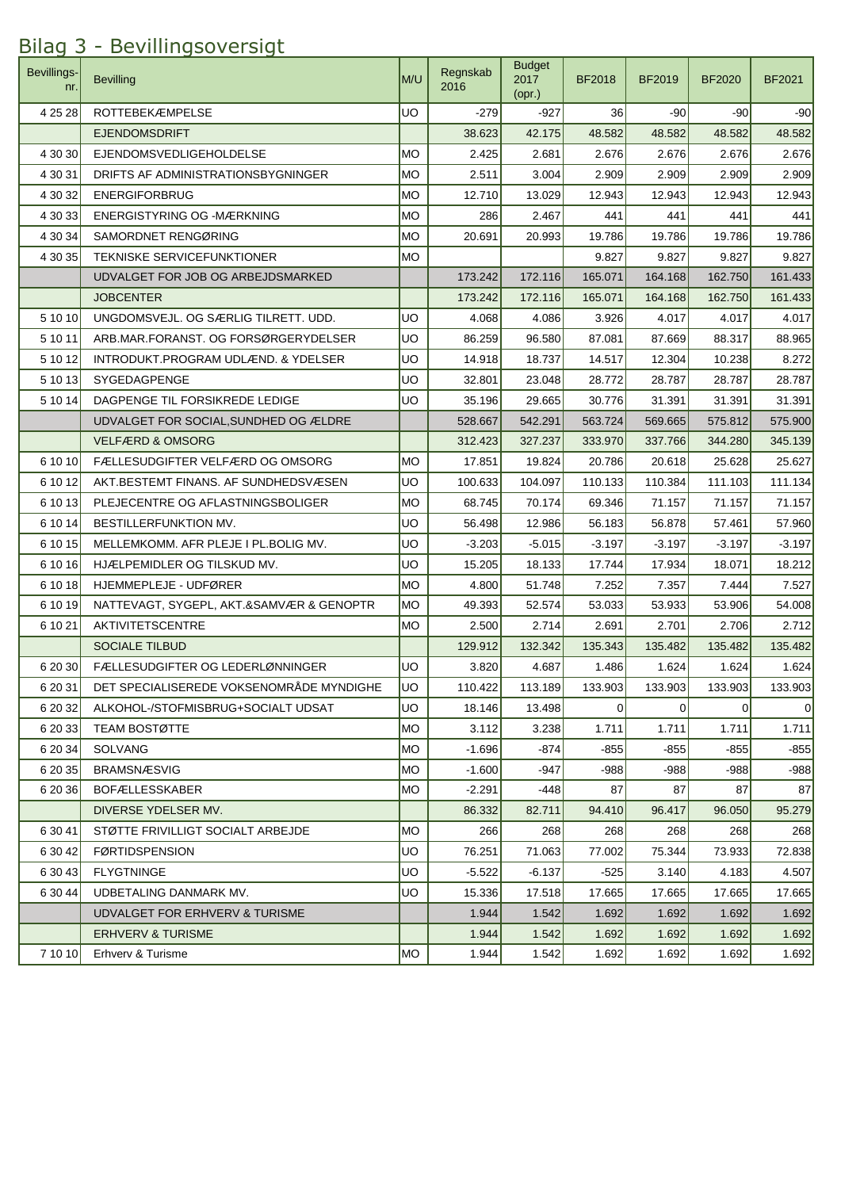# Bilag 3 - Bevillingsoversigt

| Bevillings-nr. | Bevilling | M/U | Regnskab 2016 | Budget 2017 (opr.) | BF2018 | BF2019 | BF2020 | BF2021 |
|---|---|---|---|---|---|---|---|---|
| 4 25 28 | ROTTEBEKÆMPELSE | UO | -279 | -927 | 36 | -90 | -90 | -90 |
| | EJENDOMSDRIFT | | 38.623 | 42.175 | 48.582 | 48.582 | 48.582 | 48.582 |
| 4 30 30 | EJENDOMSVEDLIGEHOLDELSE | MO | 2.425 | 2.681 | 2.676 | 2.676 | 2.676 | 2.676 |
| 4 30 31 | DRIFTS AF ADMINISTRATIONSBYGNINGER | MO | 2.511 | 3.004 | 2.909 | 2.909 | 2.909 | 2.909 |
| 4 30 32 | ENERGIFORBRUG | MO | 12.710 | 13.029 | 12.943 | 12.943 | 12.943 | 12.943 |
| 4 30 33 | ENERGISTYRING OG -MÆRKNING | MO | 286 | 2.467 | 441 | 441 | 441 | 441 |
| 4 30 34 | SAMORDNET RENGØRING | MO | 20.691 | 20.993 | 19.786 | 19.786 | 19.786 | 19.786 |
| 4 30 35 | TEKNISKE SERVICEFUNKTIONER | MO | | | 9.827 | 9.827 | 9.827 | 9.827 |
| | UDVALGET FOR JOB OG ARBEJDSMARKED | | 173.242 | 172.116 | 165.071 | 164.168 | 162.750 | 161.433 |
| | JOBCENTER | | 173.242 | 172.116 | 165.071 | 164.168 | 162.750 | 161.433 |
| 5 10 10 | UNGDOMSVEJL. OG SÆRLIG TILRETT. UDD. | UO | 4.068 | 4.086 | 3.926 | 4.017 | 4.017 | 4.017 |
| 5 10 11 | ARB.MAR.FORANST. OG FORSØRGERYDELSER | UO | 86.259 | 96.580 | 87.081 | 87.669 | 88.317 | 88.965 |
| 5 10 12 | INTRODUKT.PROGRAM UDLÆND. & YDELSER | UO | 14.918 | 18.737 | 14.517 | 12.304 | 10.238 | 8.272 |
| 5 10 13 | SYGEDAGPENGE | UO | 32.801 | 23.048 | 28.772 | 28.787 | 28.787 | 28.787 |
| 5 10 14 | DAGPENGE TIL FORSIKREDE LEDIGE | UO | 35.196 | 29.665 | 30.776 | 31.391 | 31.391 | 31.391 |
| | UDVALGET FOR SOCIAL,SUNDHED OG ÆLDRE | | 528.667 | 542.291 | 563.724 | 569.665 | 575.812 | 575.900 |
| | VELFÆRD & OMSORG | | 312.423 | 327.237 | 333.970 | 337.766 | 344.280 | 345.139 |
| 6 10 10 | FÆLLESUDGIFTER VELFÆRD OG OMSORG | MO | 17.851 | 19.824 | 20.786 | 20.618 | 25.628 | 25.627 |
| 6 10 12 | AKT.BESTEMT FINANS. AF SUNDHEDSVÆSEN | UO | 100.633 | 104.097 | 110.133 | 110.384 | 111.103 | 111.134 |
| 6 10 13 | PLEJECENTRE OG AFLASTNINGSBOLIGER | MO | 68.745 | 70.174 | 69.346 | 71.157 | 71.157 | 71.157 |
| 6 10 14 | BESTILLERFUNKTION MV. | UO | 56.498 | 12.986 | 56.183 | 56.878 | 57.461 | 57.960 |
| 6 10 15 | MELLEMKOMM. AFR PLEJE I PL.BOLIG MV. | UO | -3.203 | -5.015 | -3.197 | -3.197 | -3.197 | -3.197 |
| 6 10 16 | HJÆLPEMIDLER OG TILSKUD MV. | UO | 15.205 | 18.133 | 17.744 | 17.934 | 18.071 | 18.212 |
| 6 10 18 | HJEMMEPLEJE - UDFØRER | MO | 4.800 | 51.748 | 7.252 | 7.357 | 7.444 | 7.527 |
| 6 10 19 | NATTEVAGT, SYGEPL, AKT.&SAMVÆR & GENOPTR | MO | 49.393 | 52.574 | 53.033 | 53.933 | 53.906 | 54.008 |
| 6 10 21 | AKTIVITETSCENTRE | MO | 2.500 | 2.714 | 2.691 | 2.701 | 2.706 | 2.712 |
| | SOCIALE TILBUD | | 129.912 | 132.342 | 135.343 | 135.482 | 135.482 | 135.482 |
| 6 20 30 | FÆLLESUDGIFTER OG LEDERLØNNINGER | UO | 3.820 | 4.687 | 1.486 | 1.624 | 1.624 | 1.624 |
| 6 20 31 | DET SPECIALISEREDE VOKSENOMRÅDE MYNDIGHE | UO | 110.422 | 113.189 | 133.903 | 133.903 | 133.903 | 133.903 |
| 6 20 32 | ALKOHOL-/STOFMISBRUG+SOCIALT UDSAT | UO | 18.146 | 13.498 | 0 | 0 | 0 | 0 |
| 6 20 33 | TEAM BOSTØTTE | MO | 3.112 | 3.238 | 1.711 | 1.711 | 1.711 | 1.711 |
| 6 20 34 | SOLVANG | MO | -1.696 | -874 | -855 | -855 | -855 | -855 |
| 6 20 35 | BRAMSNÆSVIG | MO | -1.600 | -947 | -988 | -988 | -988 | -988 |
| 6 20 36 | BOFÆLLESSKABER | MO | -2.291 | -448 | 87 | 87 | 87 | 87 |
| | DIVERSE YDELSER MV. | | 86.332 | 82.711 | 94.410 | 96.417 | 96.050 | 95.279 |
| 6 30 41 | STØTTE FRIVILLIGT SOCIALT ARBEJDE | MO | 266 | 268 | 268 | 268 | 268 | 268 |
| 6 30 42 | FØRTIDSPENSION | UO | 76.251 | 71.063 | 77.002 | 75.344 | 73.933 | 72.838 |
| 6 30 43 | FLYGTNINGE | UO | -5.522 | -6.137 | -525 | 3.140 | 4.183 | 4.507 |
| 6 30 44 | UDBETALING DANMARK MV. | UO | 15.336 | 17.518 | 17.665 | 17.665 | 17.665 | 17.665 |
| | UDVALGET FOR ERHVERV & TURISME | | 1.944 | 1.542 | 1.692 | 1.692 | 1.692 | 1.692 |
| | ERHVERV & TURISME | | 1.944 | 1.542 | 1.692 | 1.692 | 1.692 | 1.692 |
| 7 10 10 | Erhverv & Turisme | MO | 1.944 | 1.542 | 1.692 | 1.692 | 1.692 | 1.692 |